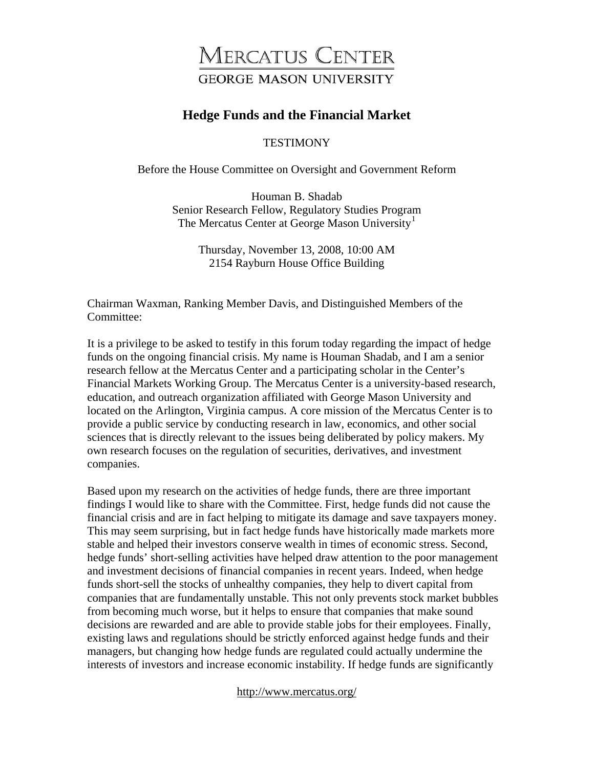MERCATUS CENTER
GEORGE MASON UNIVERSITY

# Hedge Funds and the Financial Market

TESTIMONY

Before the House Committee on Oversight and Government Reform

Houman B. Shadab
Senior Research Fellow, Regulatory Studies Program
The Mercatus Center at George Mason University[1]

Thursday, November 13, 2008, 10:00 AM
2154 Rayburn House Office Building

Chairman Waxman, Ranking Member Davis, and Distinguished Members of the Committee:

It is a privilege to be asked to testify in this forum today regarding the impact of hedge funds on the ongoing financial crisis. My name is Houman Shadab, and I am a senior research fellow at the Mercatus Center and a participating scholar in the Center's Financial Markets Working Group. The Mercatus Center is a university-based research, education, and outreach organization affiliated with George Mason University and located on the Arlington, Virginia campus. A core mission of the Mercatus Center is to provide a public service by conducting research in law, economics, and other social sciences that is directly relevant to the issues being deliberated by policy makers. My own research focuses on the regulation of securities, derivatives, and investment companies.

Based upon my research on the activities of hedge funds, there are three important findings I would like to share with the Committee. First, hedge funds did not cause the financial crisis and are in fact helping to mitigate its damage and save taxpayers money. This may seem surprising, but in fact hedge funds have historically made markets more stable and helped their investors conserve wealth in times of economic stress. Second, hedge funds' short-selling activities have helped draw attention to the poor management and investment decisions of financial companies in recent years. Indeed, when hedge funds short-sell the stocks of unhealthy companies, they help to divert capital from companies that are fundamentally unstable. This not only prevents stock market bubbles from becoming much worse, but it helps to ensure that companies that make sound decisions are rewarded and are able to provide stable jobs for their employees. Finally, existing laws and regulations should be strictly enforced against hedge funds and their managers, but changing how hedge funds are regulated could actually undermine the interests of investors and increase economic instability. If hedge funds are significantly

http://www.mercatus.org/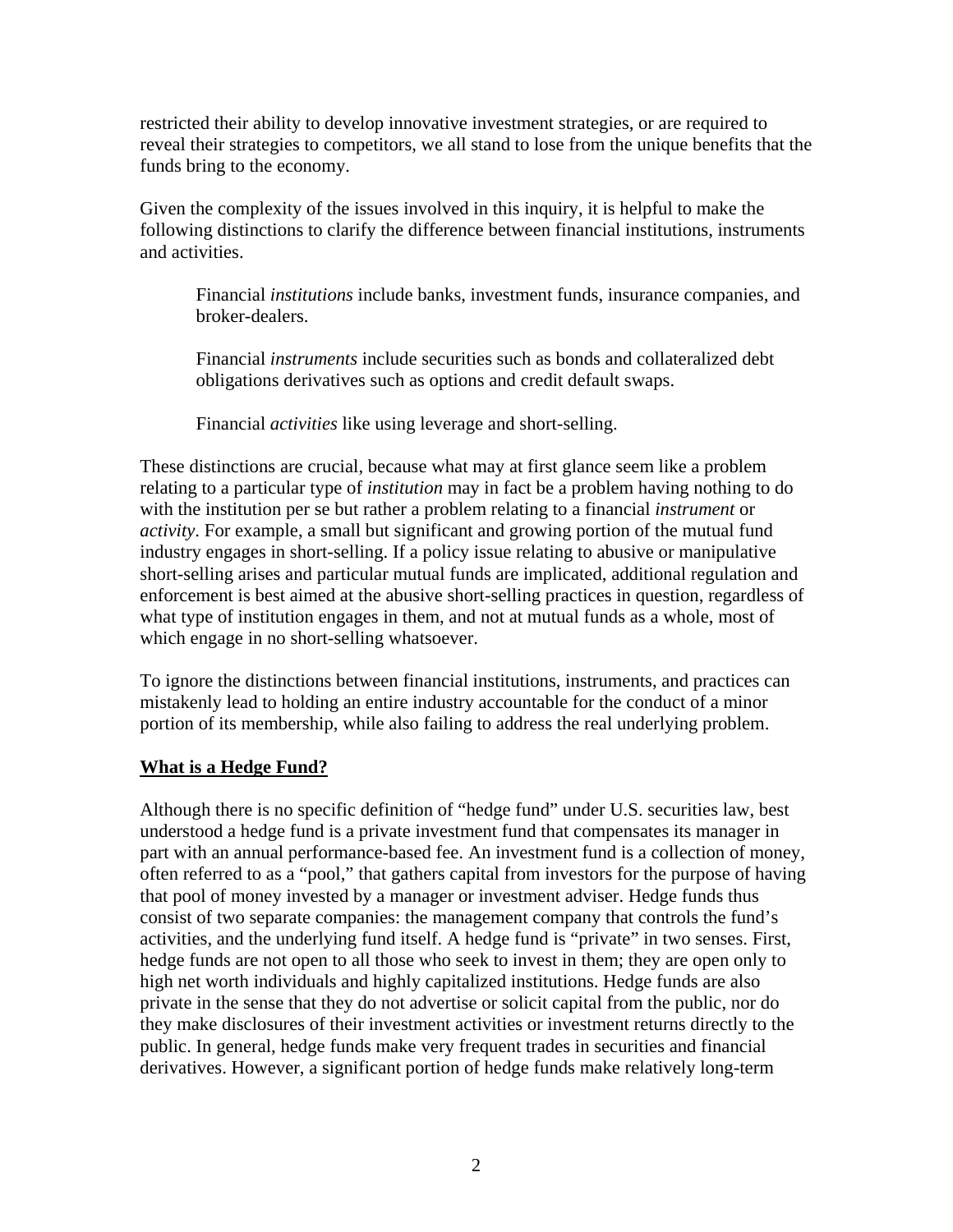restricted their ability to develop innovative investment strategies, or are required to reveal their strategies to competitors, we all stand to lose from the unique benefits that the funds bring to the economy.

Given the complexity of the issues involved in this inquiry, it is helpful to make the following distinctions to clarify the difference between financial institutions, instruments and activities.

> Financial *institutions* include banks, investment funds, insurance companies, and broker-dealers.
>
> Financial *instruments* include securities such as bonds and collateralized debt obligations derivatives such as options and credit default swaps.
>
> Financial *activities* like using leverage and short-selling.

These distinctions are crucial, because what may at first glance seem like a problem relating to a particular type of *institution* may in fact be a problem having nothing to do with the institution per se but rather a problem relating to a financial *instrument* or *activity*. For example, a small but significant and growing portion of the mutual fund industry engages in short-selling. If a policy issue relating to abusive or manipulative short-selling arises and particular mutual funds are implicated, additional regulation and enforcement is best aimed at the abusive short-selling practices in question, regardless of what type of institution engages in them, and not at mutual funds as a whole, most of which engage in no short-selling whatsoever.

To ignore the distinctions between financial institutions, instruments, and practices can mistakenly lead to holding an entire industry accountable for the conduct of a minor portion of its membership, while also failing to address the real underlying problem.

## What is a Hedge Fund?

Although there is no specific definition of "hedge fund" under U.S. securities law, best understood a hedge fund is a private investment fund that compensates its manager in part with an annual performance-based fee. An investment fund is a collection of money, often referred to as a "pool," that gathers capital from investors for the purpose of having that pool of money invested by a manager or investment adviser. Hedge funds thus consist of two separate companies: the management company that controls the fund's activities, and the underlying fund itself. A hedge fund is "private" in two senses. First, hedge funds are not open to all those who seek to invest in them; they are open only to high net worth individuals and highly capitalized institutions. Hedge funds are also private in the sense that they do not advertise or solicit capital from the public, nor do they make disclosures of their investment activities or investment returns directly to the public. In general, hedge funds make very frequent trades in securities and financial derivatives. However, a significant portion of hedge funds make relatively long-term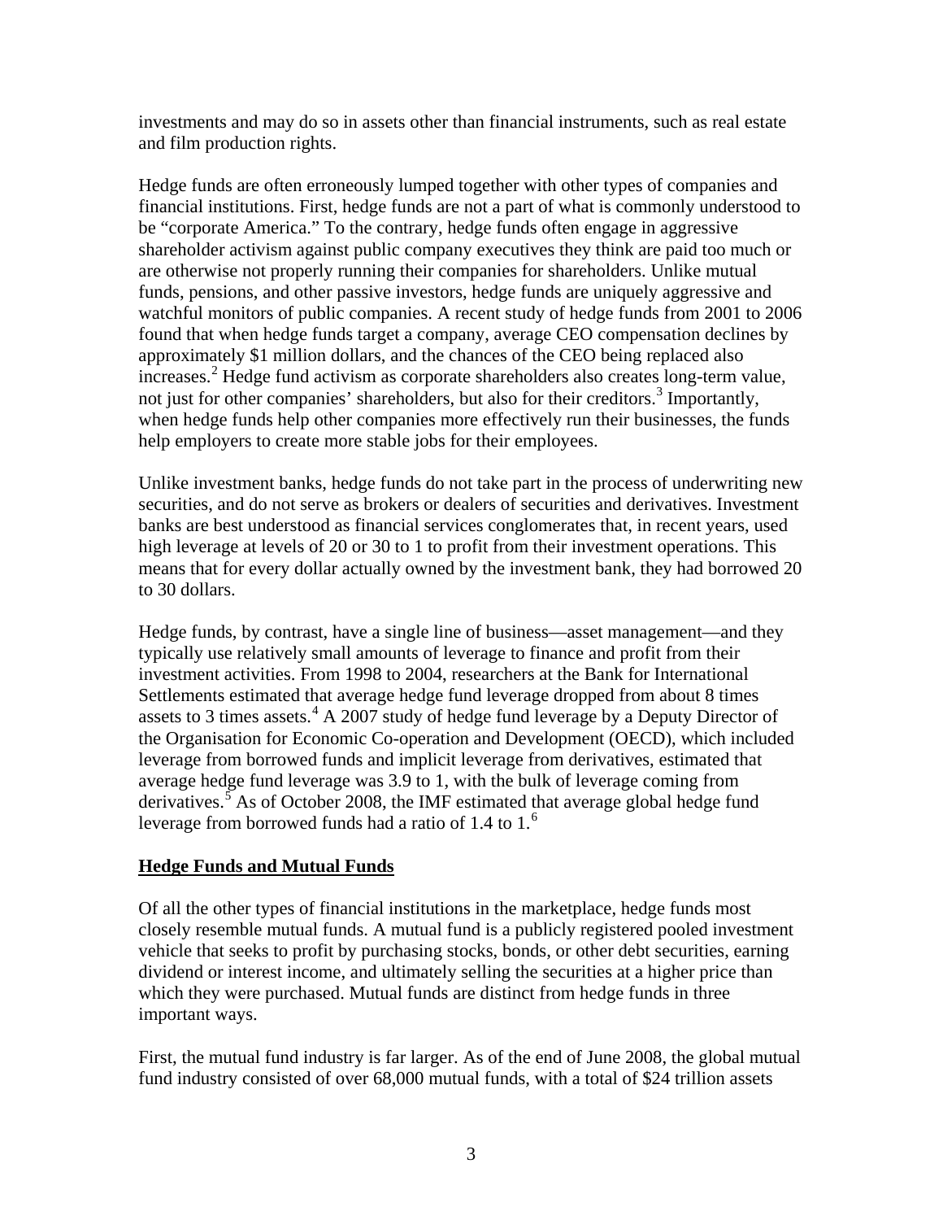investments and may do so in assets other than financial instruments, such as real estate and film production rights.

Hedge funds are often erroneously lumped together with other types of companies and financial institutions. First, hedge funds are not a part of what is commonly understood to be "corporate America." To the contrary, hedge funds often engage in aggressive shareholder activism against public company executives they think are paid too much or are otherwise not properly running their companies for shareholders. Unlike mutual funds, pensions, and other passive investors, hedge funds are uniquely aggressive and watchful monitors of public companies. A recent study of hedge funds from 2001 to 2006 found that when hedge funds target a company, average CEO compensation declines by approximately $1 million dollars, and the chances of the CEO being replaced also increases.[2] Hedge fund activism as corporate shareholders also creates long-term value, not just for other companies' shareholders, but also for their creditors.[3] Importantly, when hedge funds help other companies more effectively run their businesses, the funds help employers to create more stable jobs for their employees.

Unlike investment banks, hedge funds do not take part in the process of underwriting new securities, and do not serve as brokers or dealers of securities and derivatives. Investment banks are best understood as financial services conglomerates that, in recent years, used high leverage at levels of 20 or 30 to 1 to profit from their investment operations. This means that for every dollar actually owned by the investment bank, they had borrowed 20 to 30 dollars.

Hedge funds, by contrast, have a single line of business—asset management—and they typically use relatively small amounts of leverage to finance and profit from their investment activities. From 1998 to 2004, researchers at the Bank for International Settlements estimated that average hedge fund leverage dropped from about 8 times assets to 3 times assets.[4] A 2007 study of hedge fund leverage by a Deputy Director of the Organisation for Economic Co-operation and Development (OECD), which included leverage from borrowed funds and implicit leverage from derivatives, estimated that average hedge fund leverage was 3.9 to 1, with the bulk of leverage coming from derivatives.[5] As of October 2008, the IMF estimated that average global hedge fund leverage from borrowed funds had a ratio of 1.4 to 1.[6]

## Hedge Funds and Mutual Funds

Of all the other types of financial institutions in the marketplace, hedge funds most closely resemble mutual funds. A mutual fund is a publicly registered pooled investment vehicle that seeks to profit by purchasing stocks, bonds, or other debt securities, earning dividend or interest income, and ultimately selling the securities at a higher price than which they were purchased. Mutual funds are distinct from hedge funds in three important ways.

First, the mutual fund industry is far larger. As of the end of June 2008, the global mutual fund industry consisted of over 68,000 mutual funds, with a total of $24 trillion assets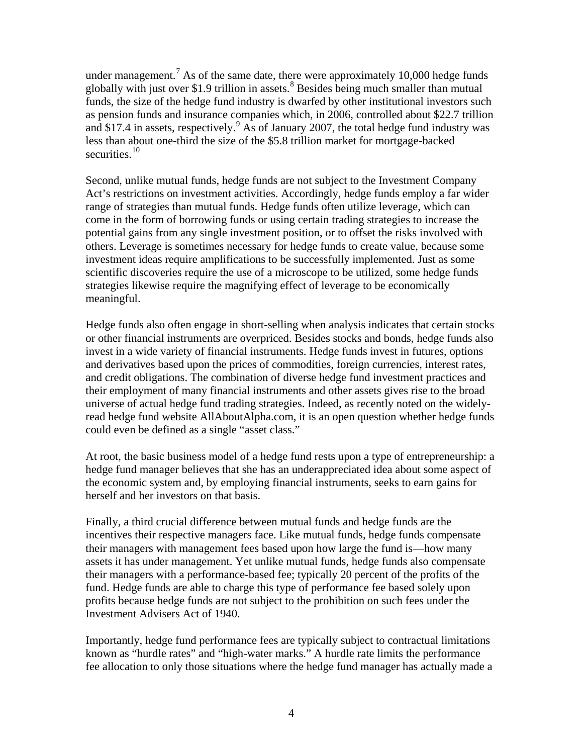under management.[7] As of the same date, there were approximately 10,000 hedge funds globally with just over $1.9 trillion in assets.[8] Besides being much smaller than mutual funds, the size of the hedge fund industry is dwarfed by other institutional investors such as pension funds and insurance companies which, in 2006, controlled about $22.7 trillion and $17.4 in assets, respectively.[9] As of January 2007, the total hedge fund industry was less than about one-third the size of the $5.8 trillion market for mortgage-backed securities.[10]

Second, unlike mutual funds, hedge funds are not subject to the Investment Company Act's restrictions on investment activities. Accordingly, hedge funds employ a far wider range of strategies than mutual funds. Hedge funds often utilize leverage, which can come in the form of borrowing funds or using certain trading strategies to increase the potential gains from any single investment position, or to offset the risks involved with others. Leverage is sometimes necessary for hedge funds to create value, because some investment ideas require amplifications to be successfully implemented. Just as some scientific discoveries require the use of a microscope to be utilized, some hedge funds strategies likewise require the magnifying effect of leverage to be economically meaningful.

Hedge funds also often engage in short-selling when analysis indicates that certain stocks or other financial instruments are overpriced. Besides stocks and bonds, hedge funds also invest in a wide variety of financial instruments. Hedge funds invest in futures, options and derivatives based upon the prices of commodities, foreign currencies, interest rates, and credit obligations. The combination of diverse hedge fund investment practices and their employment of many financial instruments and other assets gives rise to the broad universe of actual hedge fund trading strategies. Indeed, as recently noted on the widely-read hedge fund website AllAboutAlpha.com, it is an open question whether hedge funds could even be defined as a single "asset class."

At root, the basic business model of a hedge fund rests upon a type of entrepreneurship: a hedge fund manager believes that she has an underappreciated idea about some aspect of the economic system and, by employing financial instruments, seeks to earn gains for herself and her investors on that basis.

Finally, a third crucial difference between mutual funds and hedge funds are the incentives their respective managers face. Like mutual funds, hedge funds compensate their managers with management fees based upon how large the fund is—how many assets it has under management. Yet unlike mutual funds, hedge funds also compensate their managers with a performance-based fee; typically 20 percent of the profits of the fund. Hedge funds are able to charge this type of performance fee based solely upon profits because hedge funds are not subject to the prohibition on such fees under the Investment Advisers Act of 1940.

Importantly, hedge fund performance fees are typically subject to contractual limitations known as "hurdle rates" and "high-water marks." A hurdle rate limits the performance fee allocation to only those situations where the hedge fund manager has actually made a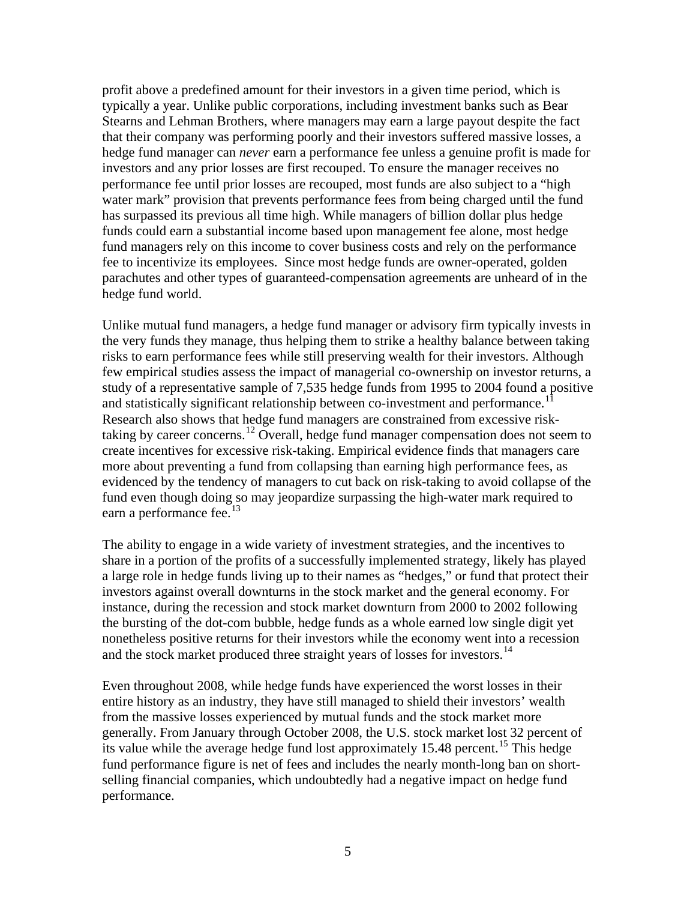profit above a predefined amount for their investors in a given time period, which is typically a year. Unlike public corporations, including investment banks such as Bear Stearns and Lehman Brothers, where managers may earn a large payout despite the fact that their company was performing poorly and their investors suffered massive losses, a hedge fund manager can *never* earn a performance fee unless a genuine profit is made for investors and any prior losses are first recouped. To ensure the manager receives no performance fee until prior losses are recouped, most funds are also subject to a "high water mark" provision that prevents performance fees from being charged until the fund has surpassed its previous all time high. While managers of billion dollar plus hedge funds could earn a substantial income based upon management fee alone, most hedge fund managers rely on this income to cover business costs and rely on the performance fee to incentivize its employees. Since most hedge funds are owner-operated, golden parachutes and other types of guaranteed-compensation agreements are unheard of in the hedge fund world.

Unlike mutual fund managers, a hedge fund manager or advisory firm typically invests in the very funds they manage, thus helping them to strike a healthy balance between taking risks to earn performance fees while still preserving wealth for their investors. Although few empirical studies assess the impact of managerial co-ownership on investor returns, a study of a representative sample of 7,535 hedge funds from 1995 to 2004 found a positive and statistically significant relationship between co-investment and performance.[11] Research also shows that hedge fund managers are constrained from excessive risk-taking by career concerns.[12] Overall, hedge fund manager compensation does not seem to create incentives for excessive risk-taking. Empirical evidence finds that managers care more about preventing a fund from collapsing than earning high performance fees, as evidenced by the tendency of managers to cut back on risk-taking to avoid collapse of the fund even though doing so may jeopardize surpassing the high-water mark required to earn a performance fee.[13]

The ability to engage in a wide variety of investment strategies, and the incentives to share in a portion of the profits of a successfully implemented strategy, likely has played a large role in hedge funds living up to their names as "hedges," or fund that protect their investors against overall downturns in the stock market and the general economy. For instance, during the recession and stock market downturn from 2000 to 2002 following the bursting of the dot-com bubble, hedge funds as a whole earned low single digit yet nonetheless positive returns for their investors while the economy went into a recession and the stock market produced three straight years of losses for investors.[14]

Even throughout 2008, while hedge funds have experienced the worst losses in their entire history as an industry, they have still managed to shield their investors' wealth from the massive losses experienced by mutual funds and the stock market more generally. From January through October 2008, the U.S. stock market lost 32 percent of its value while the average hedge fund lost approximately 15.48 percent.[15] This hedge fund performance figure is net of fees and includes the nearly month-long ban on short-selling financial companies, which undoubtedly had a negative impact on hedge fund performance.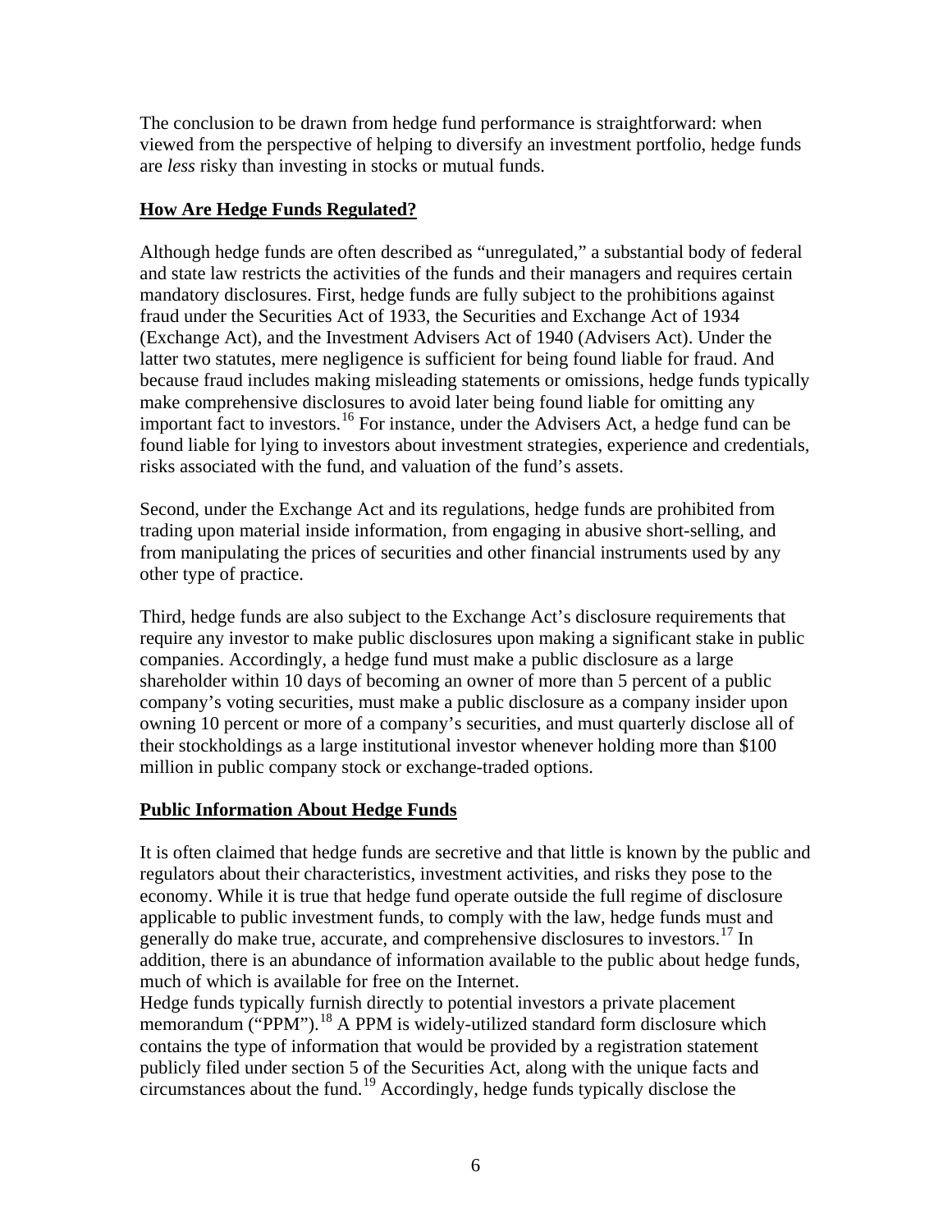The conclusion to be drawn from hedge fund performance is straightforward: when viewed from the perspective of helping to diversify an investment portfolio, hedge funds are *less* risky than investing in stocks or mutual funds.

## **How Are Hedge Funds Regulated?**

Although hedge funds are often described as "unregulated," a substantial body of federal and state law restricts the activities of the funds and their managers and requires certain mandatory disclosures. First, hedge funds are fully subject to the prohibitions against fraud under the Securities Act of 1933, the Securities and Exchange Act of 1934 (Exchange Act), and the Investment Advisers Act of 1940 (Advisers Act). Under the latter two statutes, mere negligence is sufficient for being found liable for fraud. And because fraud includes making misleading statements or omissions, hedge funds typically make comprehensive disclosures to avoid later being found liable for omitting any important fact to investors.[16] For instance, under the Advisers Act, a hedge fund can be found liable for lying to investors about investment strategies, experience and credentials, risks associated with the fund, and valuation of the fund's assets.

Second, under the Exchange Act and its regulations, hedge funds are prohibited from trading upon material inside information, from engaging in abusive short-selling, and from manipulating the prices of securities and other financial instruments used by any other type of practice.

Third, hedge funds are also subject to the Exchange Act's disclosure requirements that require any investor to make public disclosures upon making a significant stake in public companies. Accordingly, a hedge fund must make a public disclosure as a large shareholder within 10 days of becoming an owner of more than 5 percent of a public company's voting securities, must make a public disclosure as a company insider upon owning 10 percent or more of a company's securities, and must quarterly disclose all of their stockholdings as a large institutional investor whenever holding more than $100 million in public company stock or exchange-traded options.

## **Public Information About Hedge Funds**

It is often claimed that hedge funds are secretive and that little is known by the public and regulators about their characteristics, investment activities, and risks they pose to the economy. While it is true that hedge fund operate outside the full regime of disclosure applicable to public investment funds, to comply with the law, hedge funds must and generally do make true, accurate, and comprehensive disclosures to investors.[17] In addition, there is an abundance of information available to the public about hedge funds, much of which is available for free on the Internet.

Hedge funds typically furnish directly to potential investors a private placement memorandum ("PPM").[18] A PPM is widely-utilized standard form disclosure which contains the type of information that would be provided by a registration statement publicly filed under section 5 of the Securities Act, along with the unique facts and circumstances about the fund.[19] Accordingly, hedge funds typically disclose the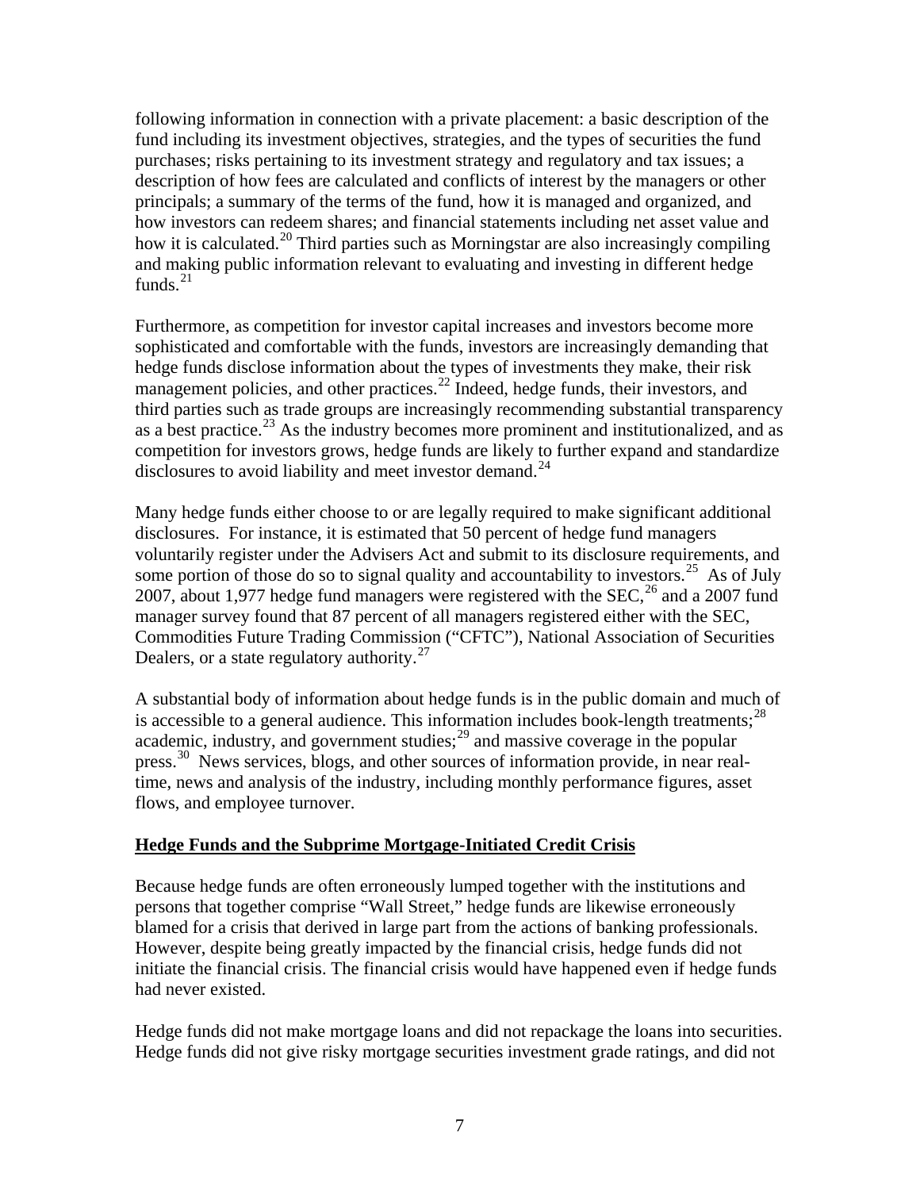following information in connection with a private placement: a basic description of the fund including its investment objectives, strategies, and the types of securities the fund purchases; risks pertaining to its investment strategy and regulatory and tax issues; a description of how fees are calculated and conflicts of interest by the managers or other principals; a summary of the terms of the fund, how it is managed and organized, and how investors can redeem shares; and financial statements including net asset value and how it is calculated.[20] Third parties such as Morningstar are also increasingly compiling and making public information relevant to evaluating and investing in different hedge funds.[21]

Furthermore, as competition for investor capital increases and investors become more sophisticated and comfortable with the funds, investors are increasingly demanding that hedge funds disclose information about the types of investments they make, their risk management policies, and other practices.[22] Indeed, hedge funds, their investors, and third parties such as trade groups are increasingly recommending substantial transparency as a best practice.[23] As the industry becomes more prominent and institutionalized, and as competition for investors grows, hedge funds are likely to further expand and standardize disclosures to avoid liability and meet investor demand.[24]

Many hedge funds either choose to or are legally required to make significant additional disclosures. For instance, it is estimated that 50 percent of hedge fund managers voluntarily register under the Advisers Act and submit to its disclosure requirements, and some portion of those do so to signal quality and accountability to investors.[25] As of July 2007, about 1,977 hedge fund managers were registered with the SEC,[26] and a 2007 fund manager survey found that 87 percent of all managers registered either with the SEC, Commodities Future Trading Commission ("CFTC"), National Association of Securities Dealers, or a state regulatory authority.[27]

A substantial body of information about hedge funds is in the public domain and much of is accessible to a general audience. This information includes book-length treatments;[28] academic, industry, and government studies;[29] and massive coverage in the popular press.[30] News services, blogs, and other sources of information provide, in near real-time, news and analysis of the industry, including monthly performance figures, asset flows, and employee turnover.

## Hedge Funds and the Subprime Mortgage-Initiated Credit Crisis

Because hedge funds are often erroneously lumped together with the institutions and persons that together comprise "Wall Street," hedge funds are likewise erroneously blamed for a crisis that derived in large part from the actions of banking professionals. However, despite being greatly impacted by the financial crisis, hedge funds did not initiate the financial crisis. The financial crisis would have happened even if hedge funds had never existed.

Hedge funds did not make mortgage loans and did not repackage the loans into securities. Hedge funds did not give risky mortgage securities investment grade ratings, and did not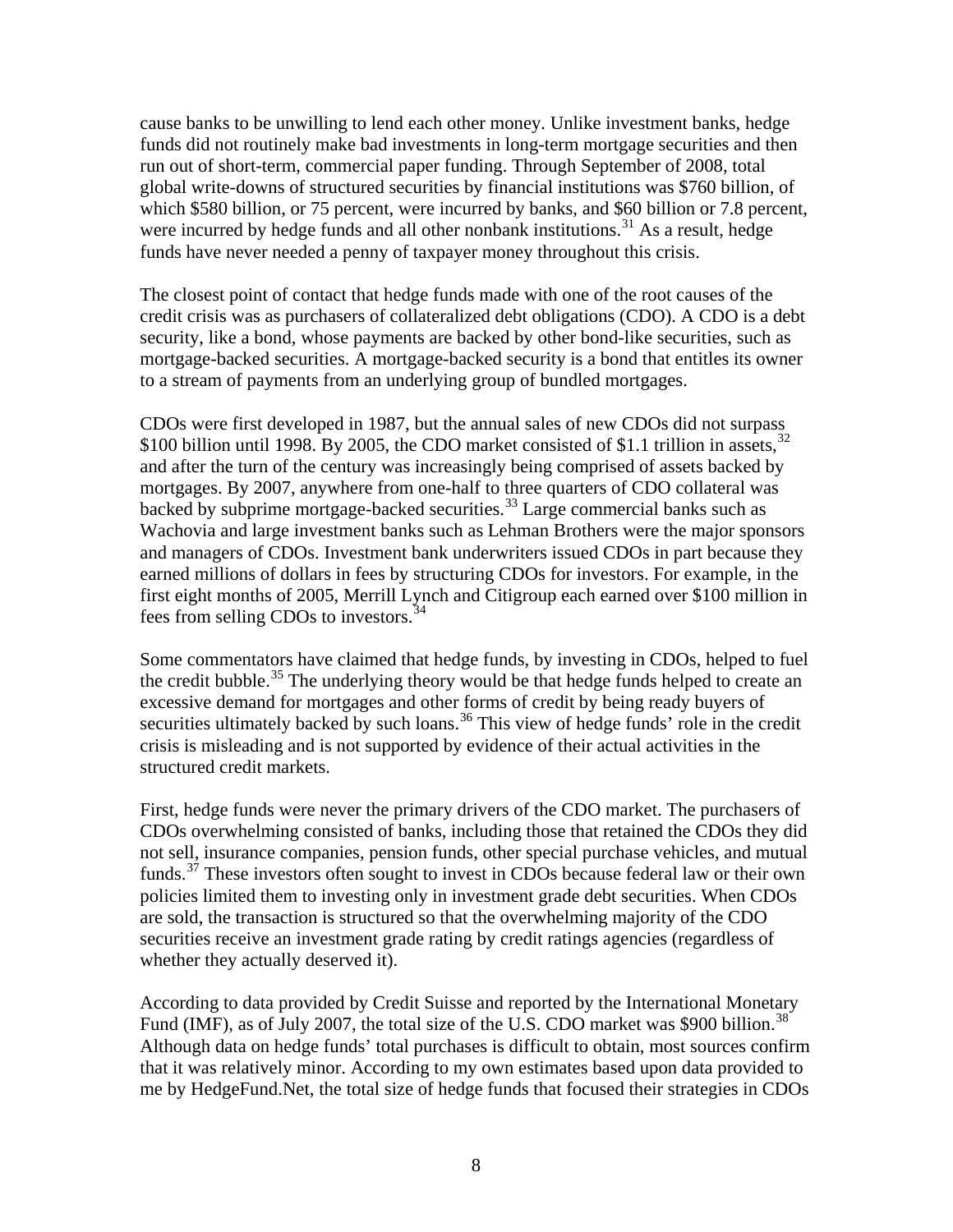cause banks to be unwilling to lend each other money. Unlike investment banks, hedge funds did not routinely make bad investments in long-term mortgage securities and then run out of short-term, commercial paper funding. Through September of 2008, total global write-downs of structured securities by financial institutions was $760 billion, of which $580 billion, or 75 percent, were incurred by banks, and $60 billion or 7.8 percent, were incurred by hedge funds and all other nonbank institutions.[31] As a result, hedge funds have never needed a penny of taxpayer money throughout this crisis.

The closest point of contact that hedge funds made with one of the root causes of the credit crisis was as purchasers of collateralized debt obligations (CDO). A CDO is a debt security, like a bond, whose payments are backed by other bond-like securities, such as mortgage-backed securities. A mortgage-backed security is a bond that entitles its owner to a stream of payments from an underlying group of bundled mortgages.

CDOs were first developed in 1987, but the annual sales of new CDOs did not surpass $100 billion until 1998. By 2005, the CDO market consisted of $1.1 trillion in assets,[32] and after the turn of the century was increasingly being comprised of assets backed by mortgages. By 2007, anywhere from one-half to three quarters of CDO collateral was backed by subprime mortgage-backed securities.[33] Large commercial banks such as Wachovia and large investment banks such as Lehman Brothers were the major sponsors and managers of CDOs. Investment bank underwriters issued CDOs in part because they earned millions of dollars in fees by structuring CDOs for investors. For example, in the first eight months of 2005, Merrill Lynch and Citigroup each earned over $100 million in fees from selling CDOs to investors.[34]

Some commentators have claimed that hedge funds, by investing in CDOs, helped to fuel the credit bubble.[35] The underlying theory would be that hedge funds helped to create an excessive demand for mortgages and other forms of credit by being ready buyers of securities ultimately backed by such loans.[36] This view of hedge funds' role in the credit crisis is misleading and is not supported by evidence of their actual activities in the structured credit markets.

First, hedge funds were never the primary drivers of the CDO market. The purchasers of CDOs overwhelming consisted of banks, including those that retained the CDOs they did not sell, insurance companies, pension funds, other special purchase vehicles, and mutual funds.[37] These investors often sought to invest in CDOs because federal law or their own policies limited them to investing only in investment grade debt securities. When CDOs are sold, the transaction is structured so that the overwhelming majority of the CDO securities receive an investment grade rating by credit ratings agencies (regardless of whether they actually deserved it).

According to data provided by Credit Suisse and reported by the International Monetary Fund (IMF), as of July 2007, the total size of the U.S. CDO market was $900 billion.[38] Although data on hedge funds' total purchases is difficult to obtain, most sources confirm that it was relatively minor. According to my own estimates based upon data provided to me by HedgeFund.Net, the total size of hedge funds that focused their strategies in CDOs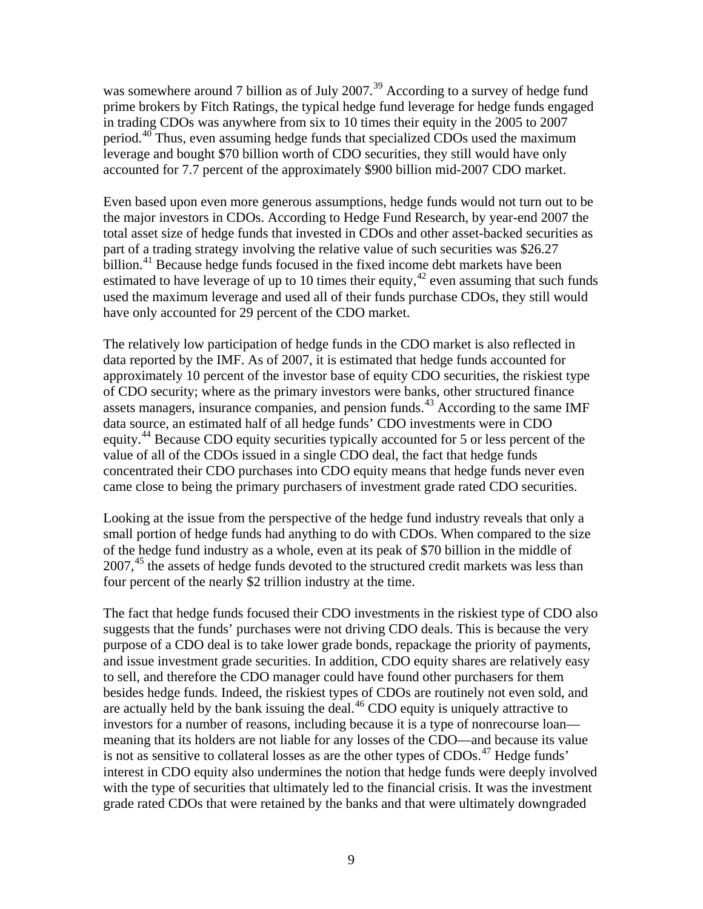was somewhere around 7 billion as of July 2007.[39] According to a survey of hedge fund prime brokers by Fitch Ratings, the typical hedge fund leverage for hedge funds engaged in trading CDOs was anywhere from six to 10 times their equity in the 2005 to 2007 period.[40] Thus, even assuming hedge funds that specialized CDOs used the maximum leverage and bought $70 billion worth of CDO securities, they still would have only accounted for 7.7 percent of the approximately $900 billion mid-2007 CDO market.

Even based upon even more generous assumptions, hedge funds would not turn out to be the major investors in CDOs. According to Hedge Fund Research, by year-end 2007 the total asset size of hedge funds that invested in CDOs and other asset-backed securities as part of a trading strategy involving the relative value of such securities was $26.27 billion.[41] Because hedge funds focused in the fixed income debt markets have been estimated to have leverage of up to 10 times their equity,[42] even assuming that such funds used the maximum leverage and used all of their funds purchase CDOs, they still would have only accounted for 29 percent of the CDO market.

The relatively low participation of hedge funds in the CDO market is also reflected in data reported by the IMF. As of 2007, it is estimated that hedge funds accounted for approximately 10 percent of the investor base of equity CDO securities, the riskiest type of CDO security; where as the primary investors were banks, other structured finance assets managers, insurance companies, and pension funds.[43] According to the same IMF data source, an estimated half of all hedge funds' CDO investments were in CDO equity.[44] Because CDO equity securities typically accounted for 5 or less percent of the value of all of the CDOs issued in a single CDO deal, the fact that hedge funds concentrated their CDO purchases into CDO equity means that hedge funds never even came close to being the primary purchasers of investment grade rated CDO securities.

Looking at the issue from the perspective of the hedge fund industry reveals that only a small portion of hedge funds had anything to do with CDOs. When compared to the size of the hedge fund industry as a whole, even at its peak of $70 billion in the middle of 2007,[45] the assets of hedge funds devoted to the structured credit markets was less than four percent of the nearly $2 trillion industry at the time.

The fact that hedge funds focused their CDO investments in the riskiest type of CDO also suggests that the funds' purchases were not driving CDO deals. This is because the very purpose of a CDO deal is to take lower grade bonds, repackage the priority of payments, and issue investment grade securities. In addition, CDO equity shares are relatively easy to sell, and therefore the CDO manager could have found other purchasers for them besides hedge funds. Indeed, the riskiest types of CDOs are routinely not even sold, and are actually held by the bank issuing the deal.[46] CDO equity is uniquely attractive to investors for a number of reasons, including because it is a type of nonrecourse loan—meaning that its holders are not liable for any losses of the CDO—and because its value is not as sensitive to collateral losses as are the other types of CDOs.[47] Hedge funds' interest in CDO equity also undermines the notion that hedge funds were deeply involved with the type of securities that ultimately led to the financial crisis. It was the investment grade rated CDOs that were retained by the banks and that were ultimately downgraded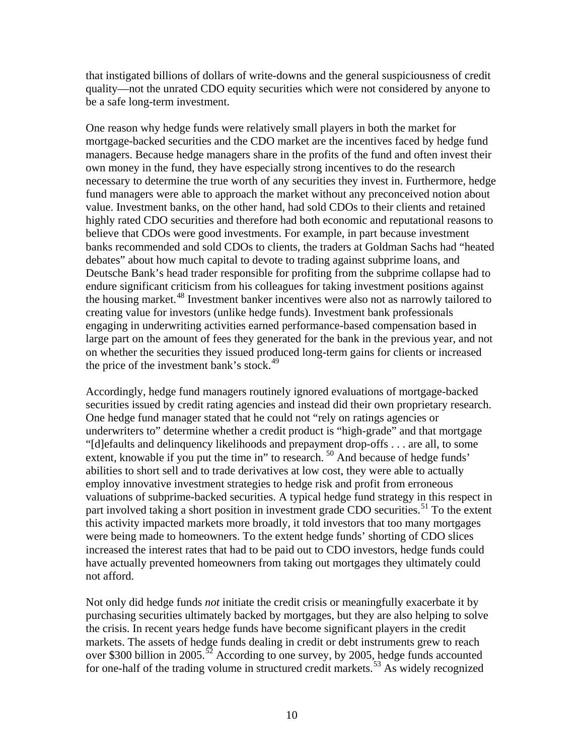that instigated billions of dollars of write-downs and the general suspiciousness of credit quality—not the unrated CDO equity securities which were not considered by anyone to be a safe long-term investment.

One reason why hedge funds were relatively small players in both the market for mortgage-backed securities and the CDO market are the incentives faced by hedge fund managers. Because hedge managers share in the profits of the fund and often invest their own money in the fund, they have especially strong incentives to do the research necessary to determine the true worth of any securities they invest in. Furthermore, hedge fund managers were able to approach the market without any preconceived notion about value. Investment banks, on the other hand, had sold CDOs to their clients and retained highly rated CDO securities and therefore had both economic and reputational reasons to believe that CDOs were good investments. For example, in part because investment banks recommended and sold CDOs to clients, the traders at Goldman Sachs had "heated debates" about how much capital to devote to trading against subprime loans, and Deutsche Bank's head trader responsible for profiting from the subprime collapse had to endure significant criticism from his colleagues for taking investment positions against the housing market.[48] Investment banker incentives were also not as narrowly tailored to creating value for investors (unlike hedge funds). Investment bank professionals engaging in underwriting activities earned performance-based compensation based in large part on the amount of fees they generated for the bank in the previous year, and not on whether the securities they issued produced long-term gains for clients or increased the price of the investment bank's stock.[49]

Accordingly, hedge fund managers routinely ignored evaluations of mortgage-backed securities issued by credit rating agencies and instead did their own proprietary research. One hedge fund manager stated that he could not "rely on ratings agencies or underwriters to" determine whether a credit product is "high-grade" and that mortgage "[d]efaults and delinquency likelihoods and prepayment drop-offs . . . are all, to some extent, knowable if you put the time in" to research.[50] And because of hedge funds' abilities to short sell and to trade derivatives at low cost, they were able to actually employ innovative investment strategies to hedge risk and profit from erroneous valuations of subprime-backed securities. A typical hedge fund strategy in this respect in part involved taking a short position in investment grade CDO securities.[51] To the extent this activity impacted markets more broadly, it told investors that too many mortgages were being made to homeowners. To the extent hedge funds' shorting of CDO slices increased the interest rates that had to be paid out to CDO investors, hedge funds could have actually prevented homeowners from taking out mortgages they ultimately could not afford.

Not only did hedge funds *not* initiate the credit crisis or meaningfully exacerbate it by purchasing securities ultimately backed by mortgages, but they are also helping to solve the crisis. In recent years hedge funds have become significant players in the credit markets. The assets of hedge funds dealing in credit or debt instruments grew to reach over $300 billion in 2005.[52] According to one survey, by 2005, hedge funds accounted for one-half of the trading volume in structured credit markets.[53] As widely recognized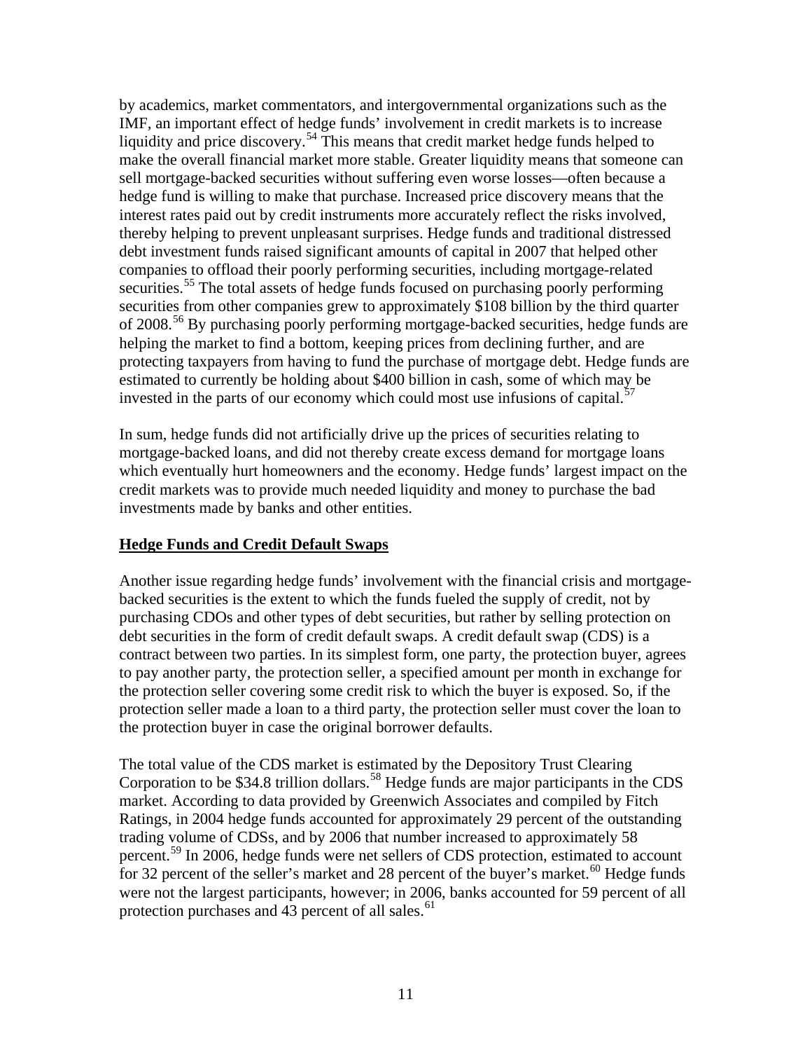by academics, market commentators, and intergovernmental organizations such as the IMF, an important effect of hedge funds' involvement in credit markets is to increase liquidity and price discovery.[54] This means that credit market hedge funds helped to make the overall financial market more stable. Greater liquidity means that someone can sell mortgage-backed securities without suffering even worse losses—often because a hedge fund is willing to make that purchase. Increased price discovery means that the interest rates paid out by credit instruments more accurately reflect the risks involved, thereby helping to prevent unpleasant surprises. Hedge funds and traditional distressed debt investment funds raised significant amounts of capital in 2007 that helped other companies to offload their poorly performing securities, including mortgage-related securities.[55] The total assets of hedge funds focused on purchasing poorly performing securities from other companies grew to approximately $108 billion by the third quarter of 2008.[56] By purchasing poorly performing mortgage-backed securities, hedge funds are helping the market to find a bottom, keeping prices from declining further, and are protecting taxpayers from having to fund the purchase of mortgage debt. Hedge funds are estimated to currently be holding about $400 billion in cash, some of which may be invested in the parts of our economy which could most use infusions of capital.[57]

In sum, hedge funds did not artificially drive up the prices of securities relating to mortgage-backed loans, and did not thereby create excess demand for mortgage loans which eventually hurt homeowners and the economy. Hedge funds' largest impact on the credit markets was to provide much needed liquidity and money to purchase the bad investments made by banks and other entities.

## Hedge Funds and Credit Default Swaps

Another issue regarding hedge funds' involvement with the financial crisis and mortgage-backed securities is the extent to which the funds fueled the supply of credit, not by purchasing CDOs and other types of debt securities, but rather by selling protection on debt securities in the form of credit default swaps. A credit default swap (CDS) is a contract between two parties. In its simplest form, one party, the protection buyer, agrees to pay another party, the protection seller, a specified amount per month in exchange for the protection seller covering some credit risk to which the buyer is exposed. So, if the protection seller made a loan to a third party, the protection seller must cover the loan to the protection buyer in case the original borrower defaults.

The total value of the CDS market is estimated by the Depository Trust Clearing Corporation to be $34.8 trillion dollars.[58] Hedge funds are major participants in the CDS market. According to data provided by Greenwich Associates and compiled by Fitch Ratings, in 2004 hedge funds accounted for approximately 29 percent of the outstanding trading volume of CDSs, and by 2006 that number increased to approximately 58 percent.[59] In 2006, hedge funds were net sellers of CDS protection, estimated to account for 32 percent of the seller's market and 28 percent of the buyer's market.[60] Hedge funds were not the largest participants, however; in 2006, banks accounted for 59 percent of all protection purchases and 43 percent of all sales.[61]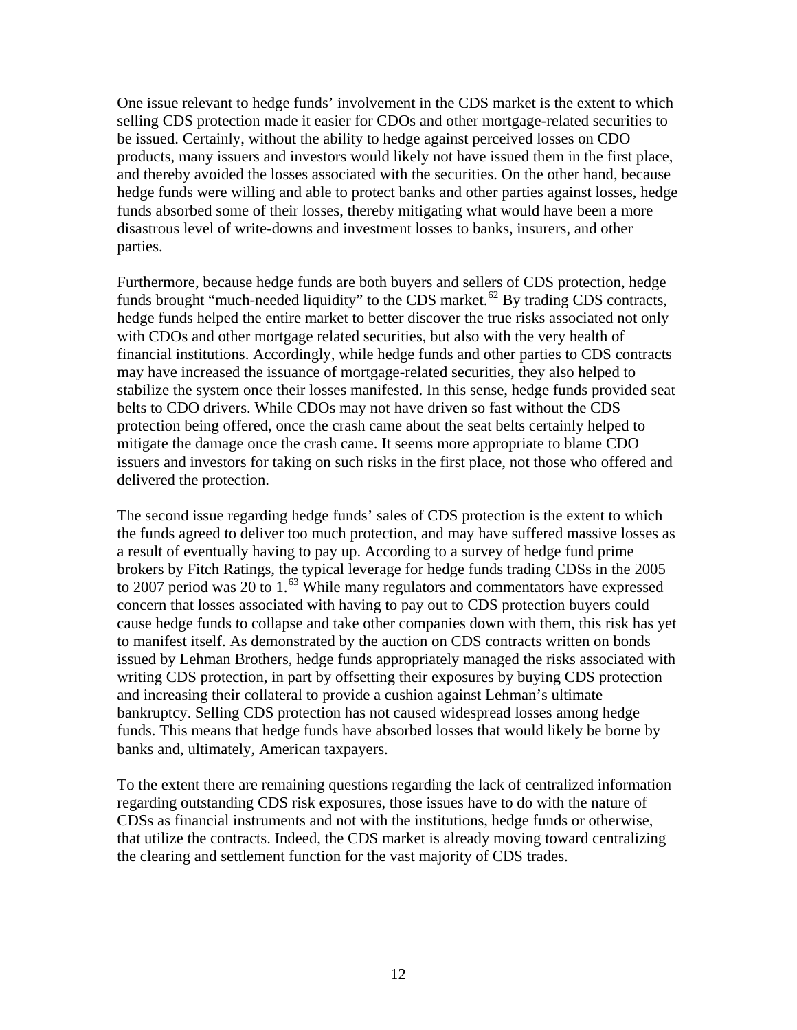One issue relevant to hedge funds' involvement in the CDS market is the extent to which selling CDS protection made it easier for CDOs and other mortgage-related securities to be issued. Certainly, without the ability to hedge against perceived losses on CDO products, many issuers and investors would likely not have issued them in the first place, and thereby avoided the losses associated with the securities. On the other hand, because hedge funds were willing and able to protect banks and other parties against losses, hedge funds absorbed some of their losses, thereby mitigating what would have been a more disastrous level of write-downs and investment losses to banks, insurers, and other parties.

Furthermore, because hedge funds are both buyers and sellers of CDS protection, hedge funds brought "much-needed liquidity" to the CDS market.[62] By trading CDS contracts, hedge funds helped the entire market to better discover the true risks associated not only with CDOs and other mortgage related securities, but also with the very health of financial institutions. Accordingly, while hedge funds and other parties to CDS contracts may have increased the issuance of mortgage-related securities, they also helped to stabilize the system once their losses manifested. In this sense, hedge funds provided seat belts to CDO drivers. While CDOs may not have driven so fast without the CDS protection being offered, once the crash came about the seat belts certainly helped to mitigate the damage once the crash came. It seems more appropriate to blame CDO issuers and investors for taking on such risks in the first place, not those who offered and delivered the protection.

The second issue regarding hedge funds' sales of CDS protection is the extent to which the funds agreed to deliver too much protection, and may have suffered massive losses as a result of eventually having to pay up. According to a survey of hedge fund prime brokers by Fitch Ratings, the typical leverage for hedge funds trading CDSs in the 2005 to 2007 period was 20 to 1.[63] While many regulators and commentators have expressed concern that losses associated with having to pay out to CDS protection buyers could cause hedge funds to collapse and take other companies down with them, this risk has yet to manifest itself. As demonstrated by the auction on CDS contracts written on bonds issued by Lehman Brothers, hedge funds appropriately managed the risks associated with writing CDS protection, in part by offsetting their exposures by buying CDS protection and increasing their collateral to provide a cushion against Lehman's ultimate bankruptcy. Selling CDS protection has not caused widespread losses among hedge funds. This means that hedge funds have absorbed losses that would likely be borne by banks and, ultimately, American taxpayers.

To the extent there are remaining questions regarding the lack of centralized information regarding outstanding CDS risk exposures, those issues have to do with the nature of CDSs as financial instruments and not with the institutions, hedge funds or otherwise, that utilize the contracts. Indeed, the CDS market is already moving toward centralizing the clearing and settlement function for the vast majority of CDS trades.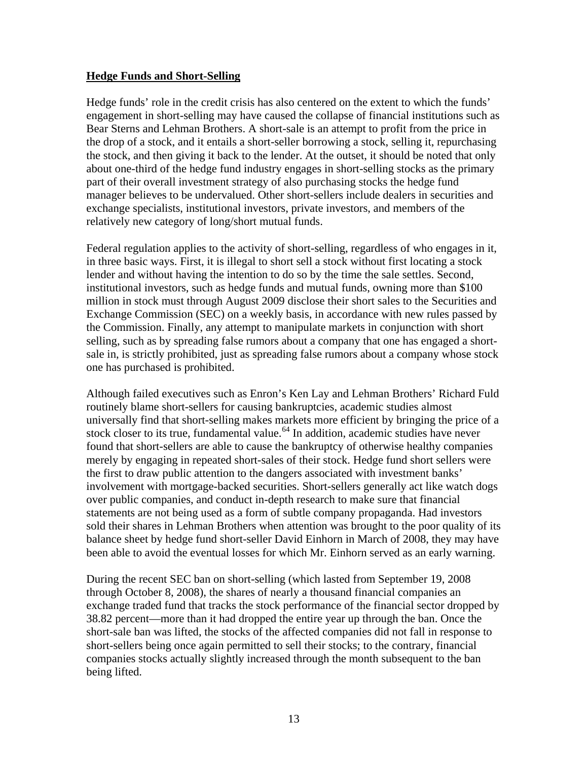**Hedge Funds and Short-Selling**

Hedge funds' role in the credit crisis has also centered on the extent to which the funds' engagement in short-selling may have caused the collapse of financial institutions such as Bear Sterns and Lehman Brothers. A short-sale is an attempt to profit from the price in the drop of a stock, and it entails a short-seller borrowing a stock, selling it, repurchasing the stock, and then giving it back to the lender. At the outset, it should be noted that only about one-third of the hedge fund industry engages in short-selling stocks as the primary part of their overall investment strategy of also purchasing stocks the hedge fund manager believes to be undervalued. Other short-sellers include dealers in securities and exchange specialists, institutional investors, private investors, and members of the relatively new category of long/short mutual funds.

Federal regulation applies to the activity of short-selling, regardless of who engages in it, in three basic ways. First, it is illegal to short sell a stock without first locating a stock lender and without having the intention to do so by the time the sale settles. Second, institutional investors, such as hedge funds and mutual funds, owning more than $100 million in stock must through August 2009 disclose their short sales to the Securities and Exchange Commission (SEC) on a weekly basis, in accordance with new rules passed by the Commission. Finally, any attempt to manipulate markets in conjunction with short selling, such as by spreading false rumors about a company that one has engaged a short-sale in, is strictly prohibited, just as spreading false rumors about a company whose stock one has purchased is prohibited.

Although failed executives such as Enron's Ken Lay and Lehman Brothers' Richard Fuld routinely blame short-sellers for causing bankruptcies, academic studies almost universally find that short-selling makes markets more efficient by bringing the price of a stock closer to its true, fundamental value.[64] In addition, academic studies have never found that short-sellers are able to cause the bankruptcy of otherwise healthy companies merely by engaging in repeated short-sales of their stock. Hedge fund short sellers were the first to draw public attention to the dangers associated with investment banks' involvement with mortgage-backed securities. Short-sellers generally act like watch dogs over public companies, and conduct in-depth research to make sure that financial statements are not being used as a form of subtle company propaganda. Had investors sold their shares in Lehman Brothers when attention was brought to the poor quality of its balance sheet by hedge fund short-seller David Einhorn in March of 2008, they may have been able to avoid the eventual losses for which Mr. Einhorn served as an early warning.

During the recent SEC ban on short-selling (which lasted from September 19, 2008 through October 8, 2008), the shares of nearly a thousand financial companies an exchange traded fund that tracks the stock performance of the financial sector dropped by 38.82 percent—more than it had dropped the entire year up through the ban. Once the short-sale ban was lifted, the stocks of the affected companies did not fall in response to short-sellers being once again permitted to sell their stocks; to the contrary, financial companies stocks actually slightly increased through the month subsequent to the ban being lifted.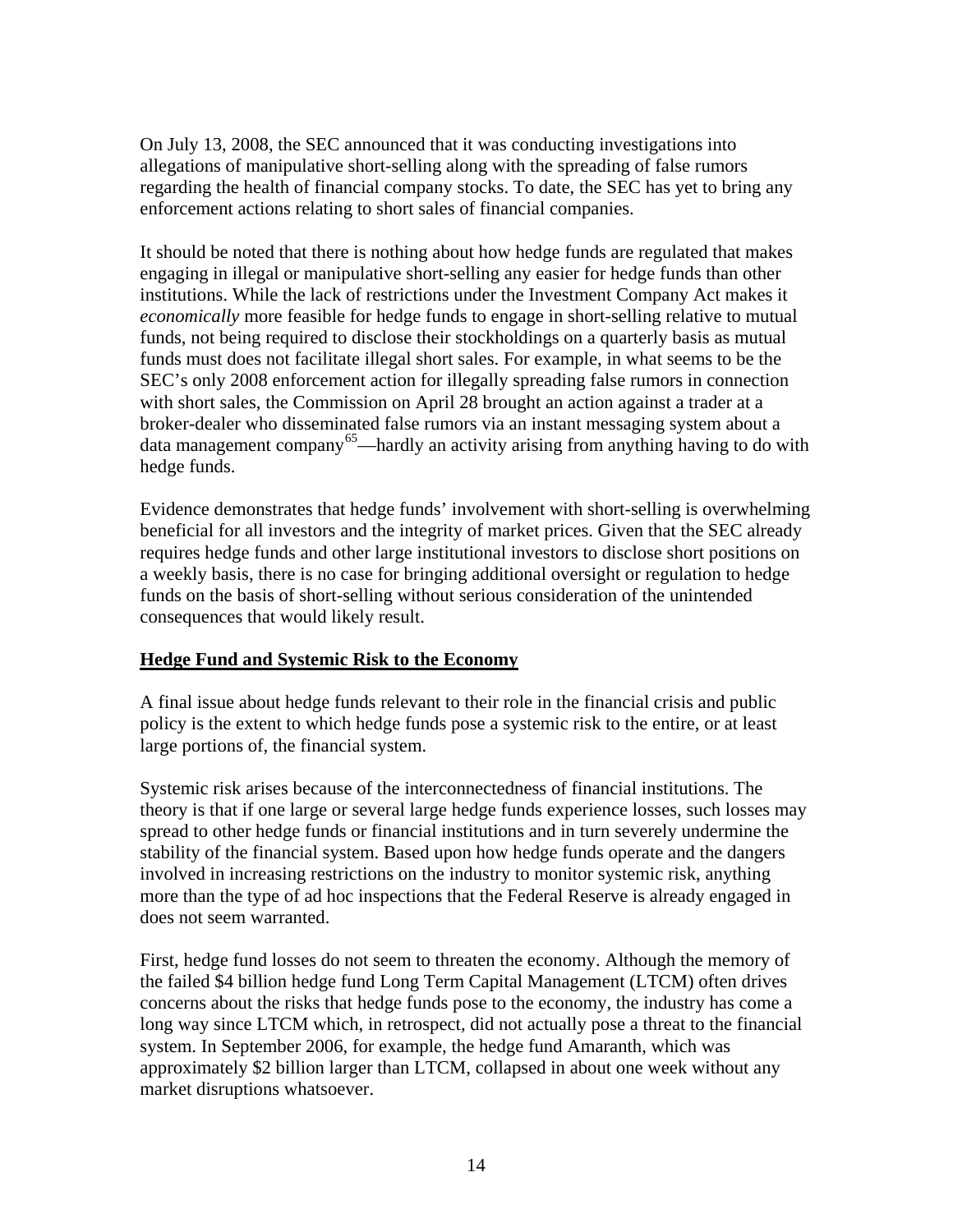On July 13, 2008, the SEC announced that it was conducting investigations into allegations of manipulative short-selling along with the spreading of false rumors regarding the health of financial company stocks. To date, the SEC has yet to bring any enforcement actions relating to short sales of financial companies.

It should be noted that there is nothing about how hedge funds are regulated that makes engaging in illegal or manipulative short-selling any easier for hedge funds than other institutions. While the lack of restrictions under the Investment Company Act makes it *economically* more feasible for hedge funds to engage in short-selling relative to mutual funds, not being required to disclose their stockholdings on a quarterly basis as mutual funds must does not facilitate illegal short sales. For example, in what seems to be the SEC's only 2008 enforcement action for illegally spreading false rumors in connection with short sales, the Commission on April 28 brought an action against a trader at a broker-dealer who disseminated false rumors via an instant messaging system about a data management company[65]—hardly an activity arising from anything having to do with hedge funds.

Evidence demonstrates that hedge funds' involvement with short-selling is overwhelming beneficial for all investors and the integrity of market prices. Given that the SEC already requires hedge funds and other large institutional investors to disclose short positions on a weekly basis, there is no case for bringing additional oversight or regulation to hedge funds on the basis of short-selling without serious consideration of the unintended consequences that would likely result.

## Hedge Fund and Systemic Risk to the Economy

A final issue about hedge funds relevant to their role in the financial crisis and public policy is the extent to which hedge funds pose a systemic risk to the entire, or at least large portions of, the financial system.

Systemic risk arises because of the interconnectedness of financial institutions. The theory is that if one large or several large hedge funds experience losses, such losses may spread to other hedge funds or financial institutions and in turn severely undermine the stability of the financial system. Based upon how hedge funds operate and the dangers involved in increasing restrictions on the industry to monitor systemic risk, anything more than the type of ad hoc inspections that the Federal Reserve is already engaged in does not seem warranted.

First, hedge fund losses do not seem to threaten the economy. Although the memory of the failed $4 billion hedge fund Long Term Capital Management (LTCM) often drives concerns about the risks that hedge funds pose to the economy, the industry has come a long way since LTCM which, in retrospect, did not actually pose a threat to the financial system. In September 2006, for example, the hedge fund Amaranth, which was approximately $2 billion larger than LTCM, collapsed in about one week without any market disruptions whatsoever.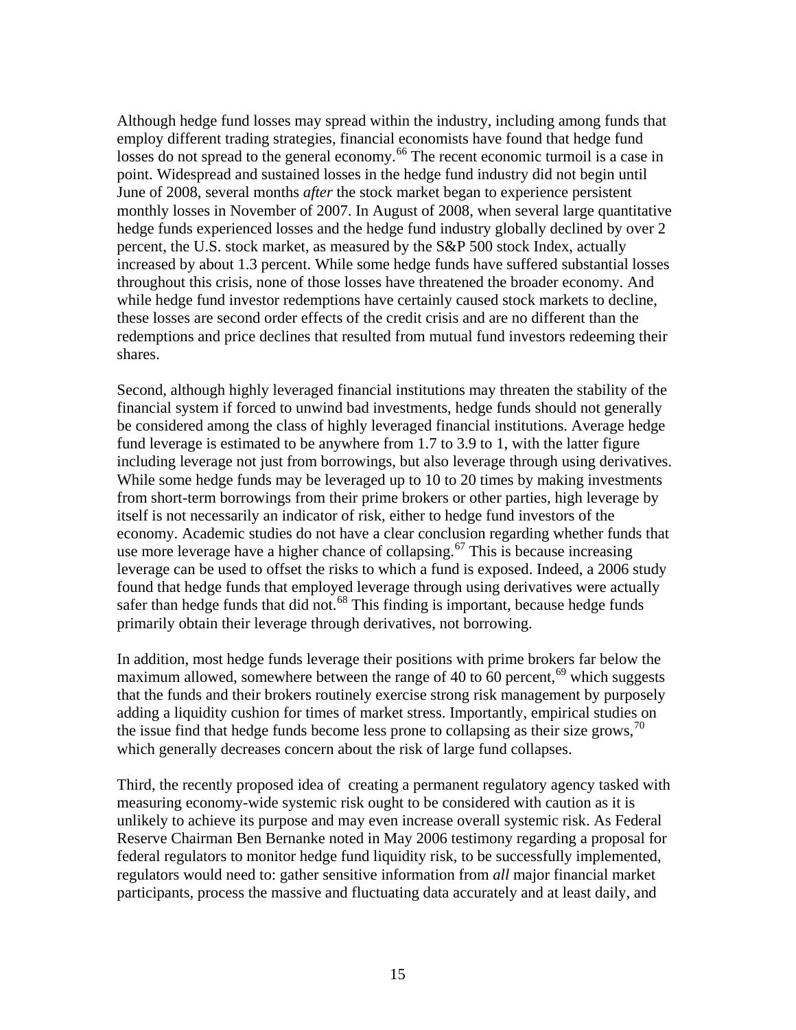Although hedge fund losses may spread within the industry, including among funds that employ different trading strategies, financial economists have found that hedge fund losses do not spread to the general economy.[66] The recent economic turmoil is a case in point. Widespread and sustained losses in the hedge fund industry did not begin until June of 2008, several months *after* the stock market began to experience persistent monthly losses in November of 2007. In August of 2008, when several large quantitative hedge funds experienced losses and the hedge fund industry globally declined by over 2 percent, the U.S. stock market, as measured by the S&P 500 stock Index, actually increased by about 1.3 percent. While some hedge funds have suffered substantial losses throughout this crisis, none of those losses have threatened the broader economy. And while hedge fund investor redemptions have certainly caused stock markets to decline, these losses are second order effects of the credit crisis and are no different than the redemptions and price declines that resulted from mutual fund investors redeeming their shares.

Second, although highly leveraged financial institutions may threaten the stability of the financial system if forced to unwind bad investments, hedge funds should not generally be considered among the class of highly leveraged financial institutions. Average hedge fund leverage is estimated to be anywhere from 1.7 to 3.9 to 1, with the latter figure including leverage not just from borrowings, but also leverage through using derivatives. While some hedge funds may be leveraged up to 10 to 20 times by making investments from short-term borrowings from their prime brokers or other parties, high leverage by itself is not necessarily an indicator of risk, either to hedge fund investors of the economy. Academic studies do not have a clear conclusion regarding whether funds that use more leverage have a higher chance of collapsing.[67] This is because increasing leverage can be used to offset the risks to which a fund is exposed. Indeed, a 2006 study found that hedge funds that employed leverage through using derivatives were actually safer than hedge funds that did not.[68] This finding is important, because hedge funds primarily obtain their leverage through derivatives, not borrowing.

In addition, most hedge funds leverage their positions with prime brokers far below the maximum allowed, somewhere between the range of 40 to 60 percent,[69] which suggests that the funds and their brokers routinely exercise strong risk management by purposely adding a liquidity cushion for times of market stress. Importantly, empirical studies on the issue find that hedge funds become less prone to collapsing as their size grows,[70] which generally decreases concern about the risk of large fund collapses.

Third, the recently proposed idea of creating a permanent regulatory agency tasked with measuring economy-wide systemic risk ought to be considered with caution as it is unlikely to achieve its purpose and may even increase overall systemic risk. As Federal Reserve Chairman Ben Bernanke noted in May 2006 testimony regarding a proposal for federal regulators to monitor hedge fund liquidity risk, to be successfully implemented, regulators would need to: gather sensitive information from *all* major financial market participants, process the massive and fluctuating data accurately and at least daily, and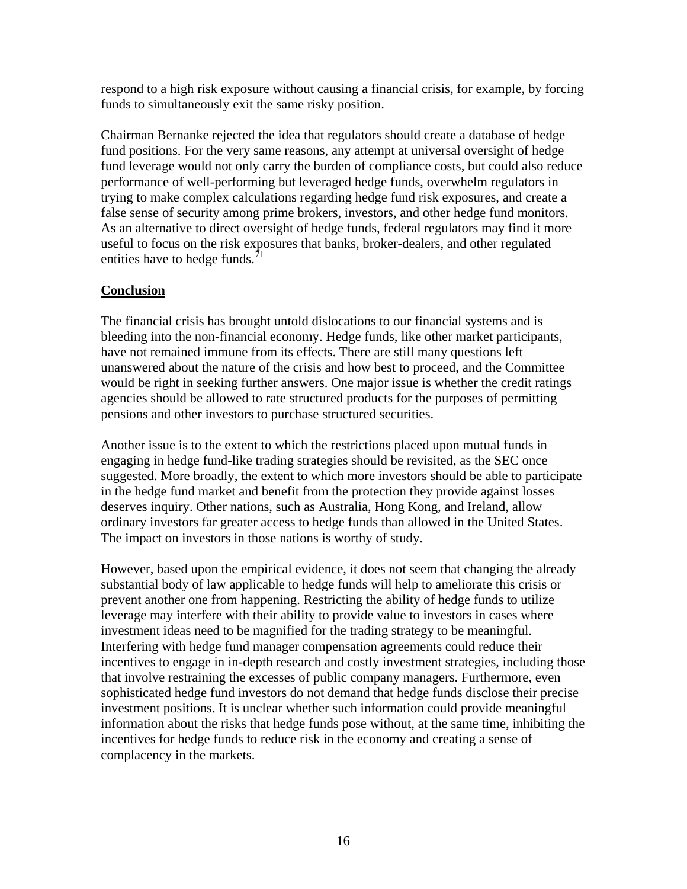respond to a high risk exposure without causing a financial crisis, for example, by forcing funds to simultaneously exit the same risky position.

Chairman Bernanke rejected the idea that regulators should create a database of hedge fund positions. For the very same reasons, any attempt at universal oversight of hedge fund leverage would not only carry the burden of compliance costs, but could also reduce performance of well-performing but leveraged hedge funds, overwhelm regulators in trying to make complex calculations regarding hedge fund risk exposures, and create a false sense of security among prime brokers, investors, and other hedge fund monitors. As an alternative to direct oversight of hedge funds, federal regulators may find it more useful to focus on the risk exposures that banks, broker-dealers, and other regulated entities have to hedge funds.[71]

## Conclusion

The financial crisis has brought untold dislocations to our financial systems and is bleeding into the non-financial economy. Hedge funds, like other market participants, have not remained immune from its effects. There are still many questions left unanswered about the nature of the crisis and how best to proceed, and the Committee would be right in seeking further answers. One major issue is whether the credit ratings agencies should be allowed to rate structured products for the purposes of permitting pensions and other investors to purchase structured securities.

Another issue is to the extent to which the restrictions placed upon mutual funds in engaging in hedge fund-like trading strategies should be revisited, as the SEC once suggested. More broadly, the extent to which more investors should be able to participate in the hedge fund market and benefit from the protection they provide against losses deserves inquiry. Other nations, such as Australia, Hong Kong, and Ireland, allow ordinary investors far greater access to hedge funds than allowed in the United States. The impact on investors in those nations is worthy of study.

However, based upon the empirical evidence, it does not seem that changing the already substantial body of law applicable to hedge funds will help to ameliorate this crisis or prevent another one from happening. Restricting the ability of hedge funds to utilize leverage may interfere with their ability to provide value to investors in cases where investment ideas need to be magnified for the trading strategy to be meaningful. Interfering with hedge fund manager compensation agreements could reduce their incentives to engage in in-depth research and costly investment strategies, including those that involve restraining the excesses of public company managers. Furthermore, even sophisticated hedge fund investors do not demand that hedge funds disclose their precise investment positions. It is unclear whether such information could provide meaningful information about the risks that hedge funds pose without, at the same time, inhibiting the incentives for hedge funds to reduce risk in the economy and creating a sense of complacency in the markets.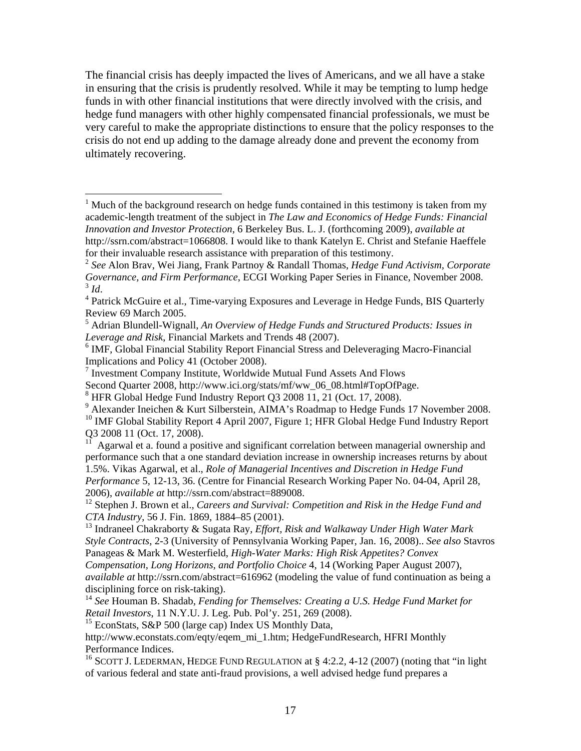The financial crisis has deeply impacted the lives of Americans, and we all have a stake in ensuring that the crisis is prudently resolved. While it may be tempting to lump hedge funds in with other financial institutions that were directly involved with the crisis, and hedge fund managers with other highly compensated financial professionals, we must be very careful to make the appropriate distinctions to ensure that the policy responses to the crisis do not end up adding to the damage already done and prevent the economy from ultimately recovering.

---

[1] Much of the background research on hedge funds contained in this testimony is taken from my academic-length treatment of the subject in *The Law and Economics of Hedge Funds: Financial Innovation and Investor Protection*, 6 Berkeley Bus. L. J. (forthcoming 2009), *available at* http://ssrn.com/abstract=1066808. I would like to thank Katelyn E. Christ and Stefanie Haeffele for their invaluable research assistance with preparation of this testimony.

[2] *See* Alon Brav, Wei Jiang, Frank Partnoy & Randall Thomas, *Hedge Fund Activism, Corporate Governance, and Firm Performance*, ECGI Working Paper Series in Finance, November 2008.

[3] *Id*.

[4] Patrick McGuire et al., Time-varying Exposures and Leverage in Hedge Funds, BIS Quarterly Review 69 March 2005.

[5] Adrian Blundell-Wignall, *An Overview of Hedge Funds and Structured Products: Issues in Leverage and Risk*, Financial Markets and Trends 48 (2007).

[6] IMF, Global Financial Stability Report Financial Stress and Deleveraging Macro-Financial Implications and Policy 41 (October 2008).

[7] Investment Company Institute, Worldwide Mutual Fund Assets And Flows Second Quarter 2008, http://www.ici.org/stats/mf/ww_06_08.html#TopOfPage.

[8] HFR Global Hedge Fund Industry Report Q3 2008 11, 21 (Oct. 17, 2008).

[9] Alexander Ineichen & Kurt Silberstein, AIMA's Roadmap to Hedge Funds 17 November 2008.

[10] IMF Global Stability Report 4 April 2007, Figure 1; HFR Global Hedge Fund Industry Report Q3 2008 11 (Oct. 17, 2008).

[11] Agarwal et a. found a positive and significant correlation between managerial ownership and performance such that a one standard deviation increase in ownership increases returns by about 1.5%. Vikas Agarwal, et al., *Role of Managerial Incentives and Discretion in Hedge Fund Performance* 5, 12-13, 36. (Centre for Financial Research Working Paper No. 04-04, April 28, 2006), *available at* http://ssrn.com/abstract=889008.

[12] Stephen J. Brown et al., *Careers and Survival: Competition and Risk in the Hedge Fund and CTA Industry*, 56 J. Fin. 1869, 1884–85 (2001).

[13] Indraneel Chakraborty & Sugata Ray, *Effort, Risk and Walkaway Under High Water Mark Style Contracts*, 2-3 (University of Pennsylvania Working Paper, Jan. 16, 2008).. *See also* Stavros Panageas & Mark M. Westerfield, *High-Water Marks: High Risk Appetites? Convex Compensation, Long Horizons, and Portfolio Choice* 4, 14 (Working Paper August 2007), *available at* http://ssrn.com/abstract=616962 (modeling the value of fund continuation as being a disciplining force on risk-taking).

[14] *See* Houman B. Shadab, *Fending for Themselves: Creating a U.S. Hedge Fund Market for Retail Investors*, 11 N.Y.U. J. Leg. Pub. Pol'y. 251, 269 (2008).

[15] EconStats, S&P 500 (large cap) Index US Monthly Data, http://www.econstats.com/eqty/eqem_mi_1.htm; HedgeFundResearch, HFRI Monthly Performance Indices.

[16] SCOTT J. LEDERMAN, HEDGE FUND REGULATION at § 4:2.2, 4-12 (2007) (noting that "in light of various federal and state anti-fraud provisions, a well advised hedge fund prepares a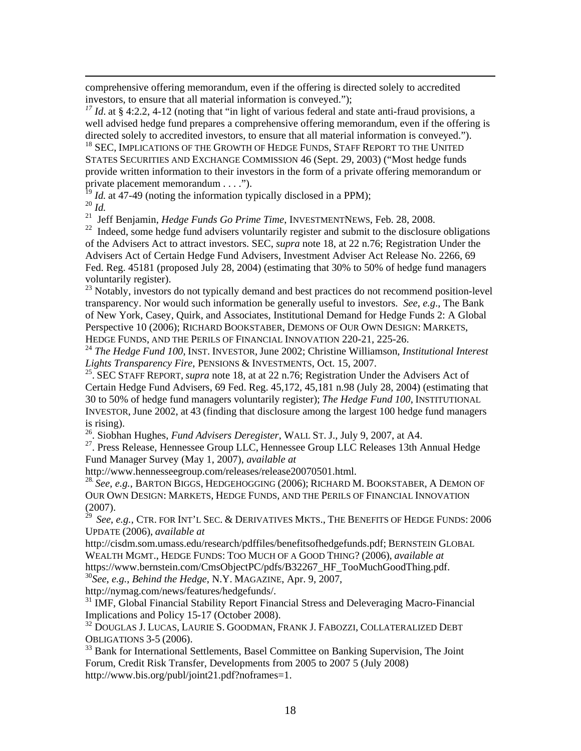comprehensive offering memorandum, even if the offering is directed solely to accredited investors, to ensure that all material information is conveyed.");

[17] *Id*. at § 4:2.2, 4-12 (noting that "in light of various federal and state anti-fraud provisions, a well advised hedge fund prepares a comprehensive offering memorandum, even if the offering is directed solely to accredited investors, to ensure that all material information is conveyed.").

[18] SEC, IMPLICATIONS OF THE GROWTH OF HEDGE FUNDS, STAFF REPORT TO THE UNITED STATES SECURITIES AND EXCHANGE COMMISSION 46 (Sept. 29, 2003) ("Most hedge funds provide written information to their investors in the form of a private offering memorandum or private placement memorandum . . . .").

[19] *Id.* at 47-49 (noting the information typically disclosed in a PPM);

[20] *Id.*

[21] Jeff Benjamin, *Hedge Funds Go Prime Time*, INVESTMENTNEWS, Feb. 28, 2008.

[22] Indeed, some hedge fund advisers voluntarily register and submit to the disclosure obligations of the Advisers Act to attract investors. SEC, *supra* note 18, at 22 n.76; Registration Under the Advisers Act of Certain Hedge Fund Advisers, Investment Adviser Act Release No. 2266, 69 Fed. Reg. 45181 (proposed July 28, 2004) (estimating that 30% to 50% of hedge fund managers voluntarily register).

[23] Notably, investors do not typically demand and best practices do not recommend position-level transparency. Nor would such information be generally useful to investors. *See*, *e.g*., The Bank of New York, Casey, Quirk, and Associates, Institutional Demand for Hedge Funds 2: A Global Perspective 10 (2006); RICHARD BOOKSTABER, DEMONS OF OUR OWN DESIGN: MARKETS, HEDGE FUNDS, AND THE PERILS OF FINANCIAL INNOVATION 220-21, 225-26.

[24] *The Hedge Fund 100*, INST. INVESTOR, June 2002; Christine Williamson, *Institutional Interest Lights Transparency Fire*, PENSIONS & INVESTMENTS, Oct. 15, 2007.

[25]. SEC STAFF REPORT, *supra* note 18, at at 22 n.76; Registration Under the Advisers Act of Certain Hedge Fund Advisers, 69 Fed. Reg. 45,172, 45,181 n.98 (July 28, 2004) (estimating that 30 to 50% of hedge fund managers voluntarily register); *The Hedge Fund 100*, INSTITUTIONAL INVESTOR, June 2002, at 43 (finding that disclosure among the largest 100 hedge fund managers is rising).

[26]. Siobhan Hughes, *Fund Advisers Deregister*, WALL ST. J., July 9, 2007, at A4.

[27]. Press Release, Hennessee Group LLC, Hennessee Group LLC Releases 13th Annual Hedge Fund Manager Survey (May 1, 2007), *available at* http://www.hennesseegroup.com/releases/release20070501.html.

[28.] *See*, *e.g.*, BARTON BIGGS, HEDGEHOGGING (2006); RICHARD M. BOOKSTABER, A DEMON OF OUR OWN DESIGN: MARKETS, HEDGE FUNDS, AND THE PERILS OF FINANCIAL INNOVATION (2007).

[29] *See*, *e.g.*, CTR. FOR INT'L SEC. & DERIVATIVES MKTS., THE BENEFITS OF HEDGE FUNDS: 2006 UPDATE (2006), *available at* http://cisdm.som.umass.edu/research/pdffiles/benefitsofhedgefunds.pdf; BERNSTEIN GLOBAL WEALTH MGMT., HEDGE FUNDS: TOO MUCH OF A GOOD THING? (2006), *available at* https://www.bernstein.com/CmsObjectPC/pdfs/B32267_HF_TooMuchGoodThing.pdf.

[30] *See*, *e.g.*, *Behind the Hedge*, N.Y. MAGAZINE, Apr. 9, 2007, http://nymag.com/news/features/hedgefunds/.

[31] IMF, Global Financial Stability Report Financial Stress and Deleveraging Macro-Financial Implications and Policy 15-17 (October 2008).

[32] DOUGLAS J. LUCAS, LAURIE S. GOODMAN, FRANK J. FABOZZI, COLLATERALIZED DEBT OBLIGATIONS 3-5 (2006).

[33] Bank for International Settlements, Basel Committee on Banking Supervision, The Joint Forum, Credit Risk Transfer, Developments from 2005 to 2007 5 (July 2008) http://www.bis.org/publ/joint21.pdf?noframes=1.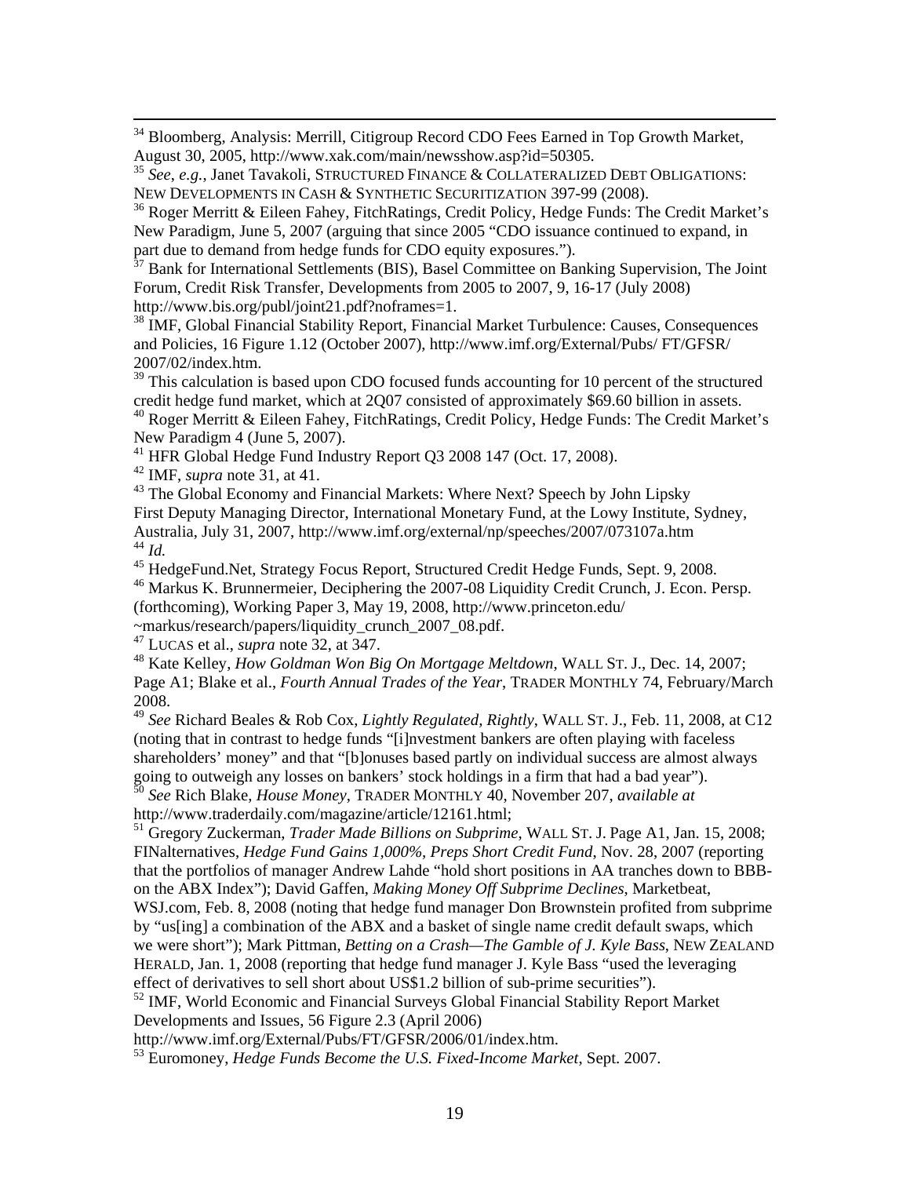[34] Bloomberg, Analysis: Merrill, Citigroup Record CDO Fees Earned in Top Growth Market, August 30, 2005, http://www.xak.com/main/newsshow.asp?id=50305.

[35] *See, e.g.*, Janet Tavakoli, STRUCTURED FINANCE & COLLATERALIZED DEBT OBLIGATIONS: NEW DEVELOPMENTS IN CASH & SYNTHETIC SECURITIZATION 397-99 (2008).

[36] Roger Merritt & Eileen Fahey, FitchRatings, Credit Policy, Hedge Funds: The Credit Market's New Paradigm, June 5, 2007 (arguing that since 2005 "CDO issuance continued to expand, in part due to demand from hedge funds for CDO equity exposures.").

[37] Bank for International Settlements (BIS), Basel Committee on Banking Supervision, The Joint Forum, Credit Risk Transfer, Developments from 2005 to 2007, 9, 16-17 (July 2008) http://www.bis.org/publ/joint21.pdf?noframes=1.

[38] IMF, Global Financial Stability Report, Financial Market Turbulence: Causes, Consequences and Policies, 16 Figure 1.12 (October 2007), http://www.imf.org/External/Pubs/ FT/GFSR/ 2007/02/index.htm.

[39] This calculation is based upon CDO focused funds accounting for 10 percent of the structured credit hedge fund market, which at 2Q07 consisted of approximately $69.60 billion in assets.

[40] Roger Merritt & Eileen Fahey, FitchRatings, Credit Policy, Hedge Funds: The Credit Market's New Paradigm 4 (June 5, 2007).

[41] HFR Global Hedge Fund Industry Report Q3 2008 147 (Oct. 17, 2008).

[42] IMF, *supra* note 31, at 41.

[43] The Global Economy and Financial Markets: Where Next? Speech by John Lipsky First Deputy Managing Director, International Monetary Fund, at the Lowy Institute, Sydney, Australia, July 31, 2007, http://www.imf.org/external/np/speeches/2007/073107a.htm

[44] *Id.*

[45] HedgeFund.Net, Strategy Focus Report, Structured Credit Hedge Funds, Sept. 9, 2008.

[46] Markus K. Brunnermeier, Deciphering the 2007-08 Liquidity Credit Crunch, J. Econ. Persp. (forthcoming), Working Paper 3, May 19, 2008, http://www.princeton.edu/ ~markus/research/papers/liquidity_crunch_2007_08.pdf.

[47] LUCAS et al., *supra* note 32, at 347.

[48] Kate Kelley, *How Goldman Won Big On Mortgage Meltdown*, WALL ST. J., Dec. 14, 2007; Page A1; Blake et al., *Fourth Annual Trades of the Year*, TRADER MONTHLY 74, February/March 2008.

[49] *See* Richard Beales & Rob Cox, *Lightly Regulated, Rightly*, WALL ST. J., Feb. 11, 2008, at C12 (noting that in contrast to hedge funds "[i]nvestment bankers are often playing with faceless shareholders' money" and that "[b]onuses based partly on individual success are almost always going to outweigh any losses on bankers' stock holdings in a firm that had a bad year").

[50] *See* Rich Blake, *House Money*, TRADER MONTHLY 40, November 207, *available at* http://www.traderdaily.com/magazine/article/12161.html;

[51] Gregory Zuckerman, *Trader Made Billions on Subprime*, WALL ST. J. Page A1, Jan. 15, 2008; FINalternatives, *Hedge Fund Gains 1,000%, Preps Short Credit Fund*, Nov. 28, 2007 (reporting that the portfolios of manager Andrew Lahde "hold short positions in AA tranches down to BBB- on the ABX Index"); David Gaffen, *Making Money Off Subprime Declines*, Marketbeat, WSJ.com, Feb. 8, 2008 (noting that hedge fund manager Don Brownstein profited from subprime by "us[ing] a combination of the ABX and a basket of single name credit default swaps, which we were short"); Mark Pittman, *Betting on a Crash—The Gamble of J. Kyle Bass*, NEW ZEALAND HERALD, Jan. 1, 2008 (reporting that hedge fund manager J. Kyle Bass "used the leveraging effect of derivatives to sell short about US$1.2 billion of sub-prime securities").

[52] IMF, World Economic and Financial Surveys Global Financial Stability Report Market Developments and Issues, 56 Figure 2.3 (April 2006) http://www.imf.org/External/Pubs/FT/GFSR/2006/01/index.htm.

[53] Euromoney, *Hedge Funds Become the U.S. Fixed-Income Market*, Sept. 2007.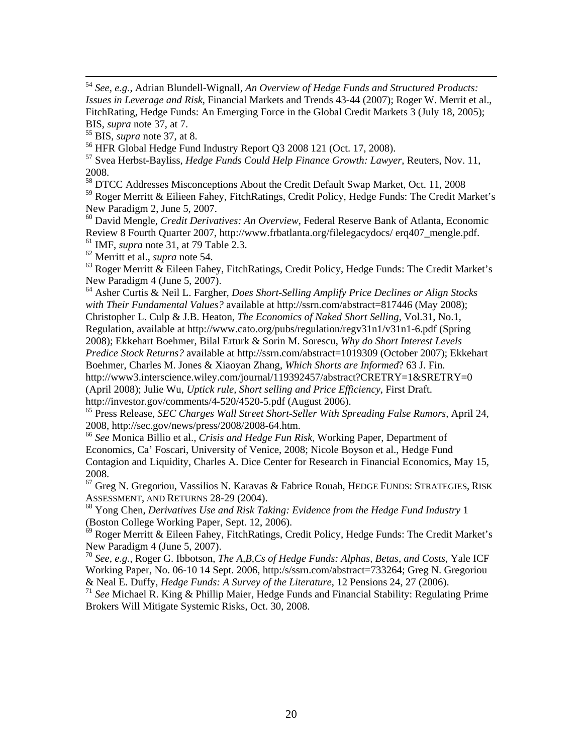[54] *See, e.g.*, Adrian Blundell-Wignall, *An Overview of Hedge Funds and Structured Products: Issues in Leverage and Risk*, Financial Markets and Trends 43-44 (2007); Roger W. Merrit et al., FitchRating, Hedge Funds: An Emerging Force in the Global Credit Markets 3 (July 18, 2005); BIS, *supra* note 37, at 7.

[55] BIS, *supra* note 37, at 8.

[56] HFR Global Hedge Fund Industry Report Q3 2008 121 (Oct. 17, 2008).

[57] Svea Herbst-Bayliss, *Hedge Funds Could Help Finance Growth: Lawyer*, Reuters, Nov. 11, 2008.

[58] DTCC Addresses Misconceptions About the Credit Default Swap Market, Oct. 11, 2008

[59] Roger Merritt & Eilieen Fahey, FitchRatings, Credit Policy, Hedge Funds: The Credit Market's New Paradigm 2, June 5, 2007.

[60] David Mengle, *Credit Derivatives: An Overview*, Federal Reserve Bank of Atlanta, Economic Review 8 Fourth Quarter 2007, http://www.frbatlanta.org/filelegacydocs/ erq407_mengle.pdf.

[61] IMF, *supra* note 31, at 79 Table 2.3.

[62] Merritt et al., *supra* note 54.

[63] Roger Merritt & Eileen Fahey, FitchRatings, Credit Policy, Hedge Funds: The Credit Market's New Paradigm 4 (June 5, 2007).

[64] Asher Curtis & Neil L. Fargher, *Does Short-Selling Amplify Price Declines or Align Stocks with Their Fundamental Values?* available at http://ssrn.com/abstract=817446 (May 2008); Christopher L. Culp & J.B. Heaton, *The Economics of Naked Short Selling*, Vol.31, No.1, Regulation, available at http://www.cato.org/pubs/regulation/regv31n1/v31n1-6.pdf (Spring 2008); Ekkehart Boehmer, Bilal Erturk & Sorin M. Sorescu, *Why do Short Interest Levels Predice Stock Returns?* available at http://ssrn.com/abstract=1019309 (October 2007); Ekkehart Boehmer, Charles M. Jones & Xiaoyan Zhang, *Which Shorts are Informed*? 63 J. Fin. http://www3.interscience.wiley.com/journal/119392457/abstract?CRETRY=1&SRETRY=0 (April 2008); Julie Wu, *Uptick rule, Short selling and Price Efficiency*, First Draft. http://investor.gov/comments/4-520/4520-5.pdf (August 2006).

[65] Press Release, *SEC Charges Wall Street Short-Seller With Spreading False Rumors*, April 24, 2008, http://sec.gov/news/press/2008/2008-64.htm.

[66] *See* Monica Billio et al., *Crisis and Hedge Fun Risk*, Working Paper, Department of Economics, Ca' Foscari, University of Venice, 2008; Nicole Boyson et al., Hedge Fund Contagion and Liquidity, Charles A. Dice Center for Research in Financial Economics, May 15, 2008.

[67] Greg N. Gregoriou, Vassilios N. Karavas & Fabrice Rouah, HEDGE FUNDS: STRATEGIES, RISK ASSESSMENT, AND RETURNS 28-29 (2004).

[68] Yong Chen, *Derivatives Use and Risk Taking: Evidence from the Hedge Fund Industry* 1 (Boston College Working Paper, Sept. 12, 2006).

[69] Roger Merritt & Eileen Fahey, FitchRatings, Credit Policy, Hedge Funds: The Credit Market's New Paradigm 4 (June 5, 2007).

[70] *See, e.g.*, Roger G. Ibbotson, *The A,B,Cs of Hedge Funds: Alphas, Betas, and Costs*, Yale ICF Working Paper, No. 06-10 14 Sept. 2006, http:/s/ssrn.com/abstract=733264; Greg N. Gregoriou & Neal E. Duffy, *Hedge Funds: A Survey of the Literature*, 12 Pensions 24, 27 (2006).

[71] *See* Michael R. King & Phillip Maier, Hedge Funds and Financial Stability: Regulating Prime Brokers Will Mitigate Systemic Risks, Oct. 30, 2008.